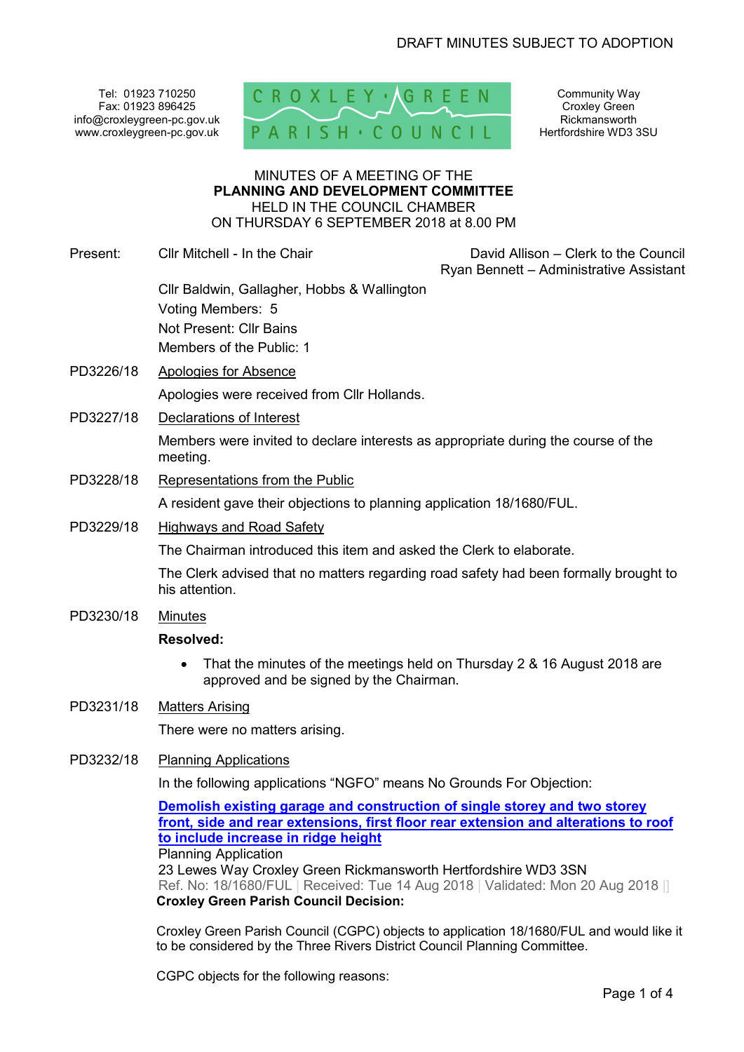DRAFT MINUTES SUBJECT TO ADOPTION

Tel: 01923 710250
Fax: 01923 896425
info@croxleygreen-pc.gov.uk
www.croxleygreen-pc.gov.uk

CROXLEY GREEN PARISH COUNCIL

Community Way
Croxley Green
Rickmansworth
Hertfordshire WD3 3SU

MINUTES OF A MEETING OF THE
**PLANNING AND DEVELOPMENT COMMITTEE**
HELD IN THE COUNCIL CHAMBER
ON THURSDAY 6 SEPTEMBER 2018 at 8.00 PM

Present: Cllr Mitchell - In the Chair

David Allison – Clerk to the Council
Ryan Bennett – Administrative Assistant

Cllr Baldwin, Gallagher, Hobbs & Wallington
Voting Members: 5
Not Present: Cllr Bains
Members of the Public: 1

PD3226/18 Apologies for Absence

Apologies were received from Cllr Hollands.

PD3227/18 Declarations of Interest

Members were invited to declare interests as appropriate during the course of the meeting.

PD3228/18 Representations from the Public

A resident gave their objections to planning application 18/1680/FUL.

PD3229/18 Highways and Road Safety

The Chairman introduced this item and asked the Clerk to elaborate.

The Clerk advised that no matters regarding road safety had been formally brought to his attention.

PD3230/18 Minutes

**Resolved:**

- That the minutes of the meetings held on Thursday 2 & 16 August 2018 are approved and be signed by the Chairman.

PD3231/18 Matters Arising

There were no matters arising.

PD3232/18 Planning Applications

In the following applications "NGFO" means No Grounds For Objection:

**Demolish existing garage and construction of single storey and two storey front, side and rear extensions, first floor rear extension and alterations to roof to include increase in ridge height**
Planning Application
23 Lewes Way Croxley Green Rickmansworth Hertfordshire WD3 3SN
Ref. No: 18/1680/FUL | Received: Tue 14 Aug 2018 | Validated: Mon 20 Aug 2018 |
**Croxley Green Parish Council Decision:**

Croxley Green Parish Council (CGPC) objects to application 18/1680/FUL and would like it to be considered by the Three Rivers District Council Planning Committee.

CGPC objects for the following reasons: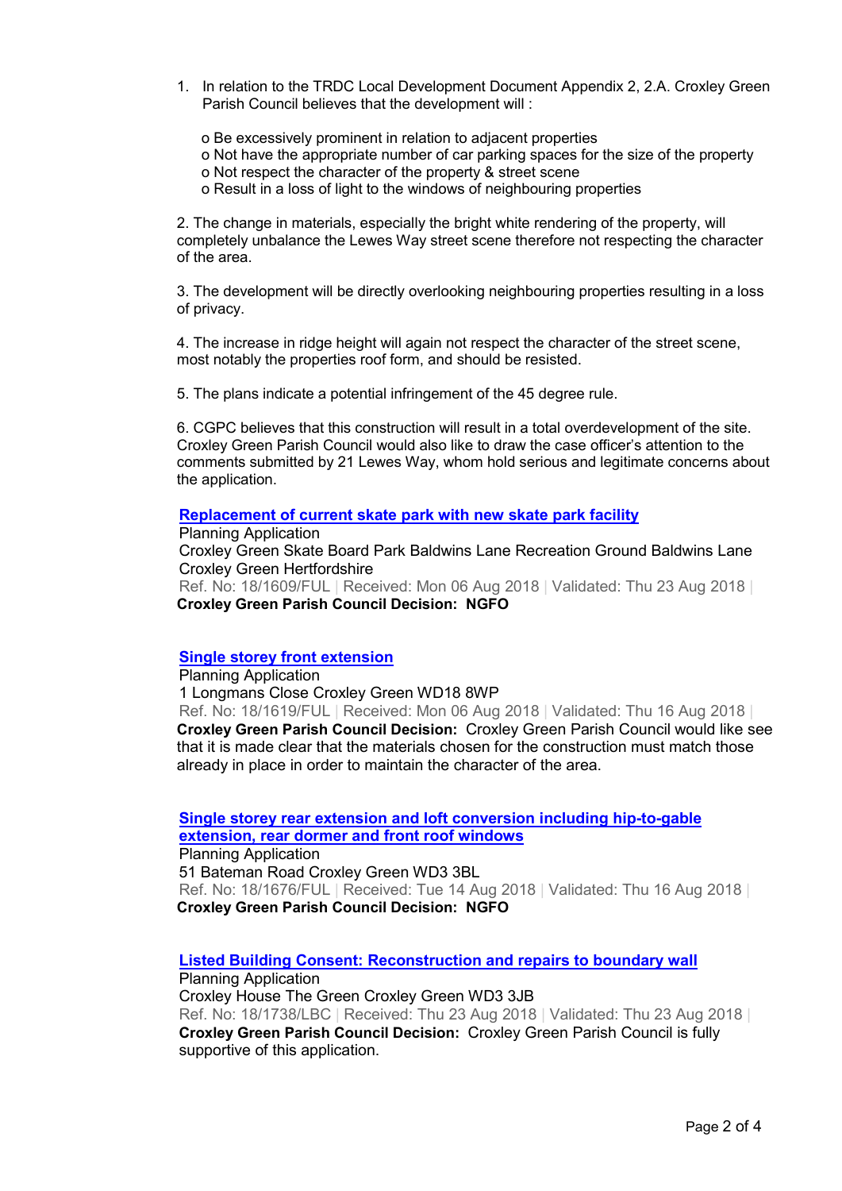1. In relation to the TRDC Local Development Document Appendix 2, 2.A. Croxley Green Parish Council believes that the development will :

   o Be excessively prominent in relation to adjacent properties
   o Not have the appropriate number of car parking spaces for the size of the property
   o Not respect the character of the property & street scene
   o Result in a loss of light to the windows of neighbouring properties

2. The change in materials, especially the bright white rendering of the property, will completely unbalance the Lewes Way street scene therefore not respecting the character of the area.

3. The development will be directly overlooking neighbouring properties resulting in a loss of privacy.

4. The increase in ridge height will again not respect the character of the street scene, most notably the properties roof form, and should be resisted.

5. The plans indicate a potential infringement of the 45 degree rule.

6. CGPC believes that this construction will result in a total overdevelopment of the site. Croxley Green Parish Council would also like to draw the case officer's attention to the comments submitted by 21 Lewes Way, whom hold serious and legitimate concerns about the application.

**Replacement of current skate park with new skate park facility**
Planning Application
Croxley Green Skate Board Park Baldwins Lane Recreation Ground Baldwins Lane Croxley Green Hertfordshire
Ref. No: 18/1609/FUL | Received: Mon 06 Aug 2018 | Validated: Thu 23 Aug 2018 |
**Croxley Green Parish Council Decision: NGFO**

**Single storey front extension**
Planning Application
1 Longmans Close Croxley Green WD18 8WP
Ref. No: 18/1619/FUL | Received: Mon 06 Aug 2018 | Validated: Thu 16 Aug 2018 |
**Croxley Green Parish Council Decision:** Croxley Green Parish Council would like see that it is made clear that the materials chosen for the construction must match those already in place in order to maintain the character of the area.

**Single storey rear extension and loft conversion including hip-to-gable extension, rear dormer and front roof windows**
Planning Application
51 Bateman Road Croxley Green WD3 3BL
Ref. No: 18/1676/FUL | Received: Tue 14 Aug 2018 | Validated: Thu 16 Aug 2018 |
**Croxley Green Parish Council Decision: NGFO**

**Listed Building Consent: Reconstruction and repairs to boundary wall**
Planning Application
Croxley House The Green Croxley Green WD3 3JB
Ref. No: 18/1738/LBC | Received: Thu 23 Aug 2018 | Validated: Thu 23 Aug 2018 |
**Croxley Green Parish Council Decision:** Croxley Green Parish Council is fully supportive of this application.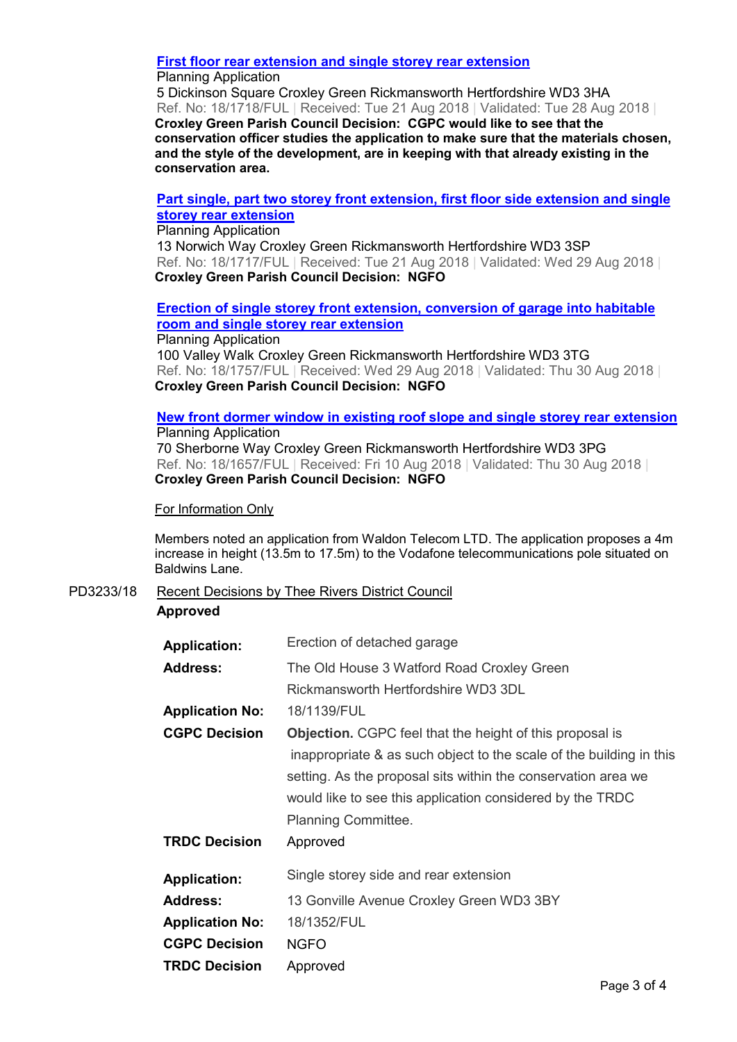[**First floor rear extension and single storey rear extension**]
Planning Application
5 Dickinson Square Croxley Green Rickmansworth Hertfordshire WD3 3HA
Ref. No: 18/1718/FUL | Received: Tue 21 Aug 2018 | Validated: Tue 28 Aug 2018 |
**Croxley Green Parish Council Decision: CGPC would like to see that the conservation officer studies the application to make sure that the materials chosen, and the style of the development, are in keeping with that already existing in the conservation area.**

**Part single, part two storey front extension, first floor side extension and single storey rear extension**
Planning Application
13 Norwich Way Croxley Green Rickmansworth Hertfordshire WD3 3SP
Ref. No: 18/1717/FUL | Received: Tue 21 Aug 2018 | Validated: Wed 29 Aug 2018 |
**Croxley Green Parish Council Decision: NGFO**

**Erection of single storey front extension, conversion of garage into habitable room and single storey rear extension**
Planning Application
100 Valley Walk Croxley Green Rickmansworth Hertfordshire WD3 3TG
Ref. No: 18/1757/FUL | Received: Wed 29 Aug 2018 | Validated: Thu 30 Aug 2018 |
**Croxley Green Parish Council Decision: NGFO**

**New front dormer window in existing roof slope and single storey rear extension**
Planning Application
70 Sherborne Way Croxley Green Rickmansworth Hertfordshire WD3 3PG
Ref. No: 18/1657/FUL | Received: Fri 10 Aug 2018 | Validated: Thu 30 Aug 2018 |
**Croxley Green Parish Council Decision: NGFO**

For Information Only

Members noted an application from Waldon Telecom LTD. The application proposes a 4m increase in height (13.5m to 17.5m) to the Vodafone telecommunications pole situated on Baldwins Lane.

PD3233/18 Recent Decisions by Thee Rivers District Council

**Approved**

| | |
|---|---|
| **Application:** | Erection of detached garage |
| **Address:** | The Old House 3 Watford Road Croxley Green Rickmansworth Hertfordshire WD3 3DL |
| **Application No:** | 18/1139/FUL |
| **CGPC Decision** | **Objection.** CGPC feel that the height of this proposal is inappropriate & as such object to the scale of the building in this setting. As the proposal sits within the conservation area we would like to see this application considered by the TRDC Planning Committee. |
| **TRDC Decision** | Approved |

| | |
|---|---|
| **Application:** | Single storey side and rear extension |
| **Address:** | 13 Gonville Avenue Croxley Green WD3 3BY |
| **Application No:** | 18/1352/FUL |
| **CGPC Decision** | NGFO |
| **TRDC Decision** | Approved |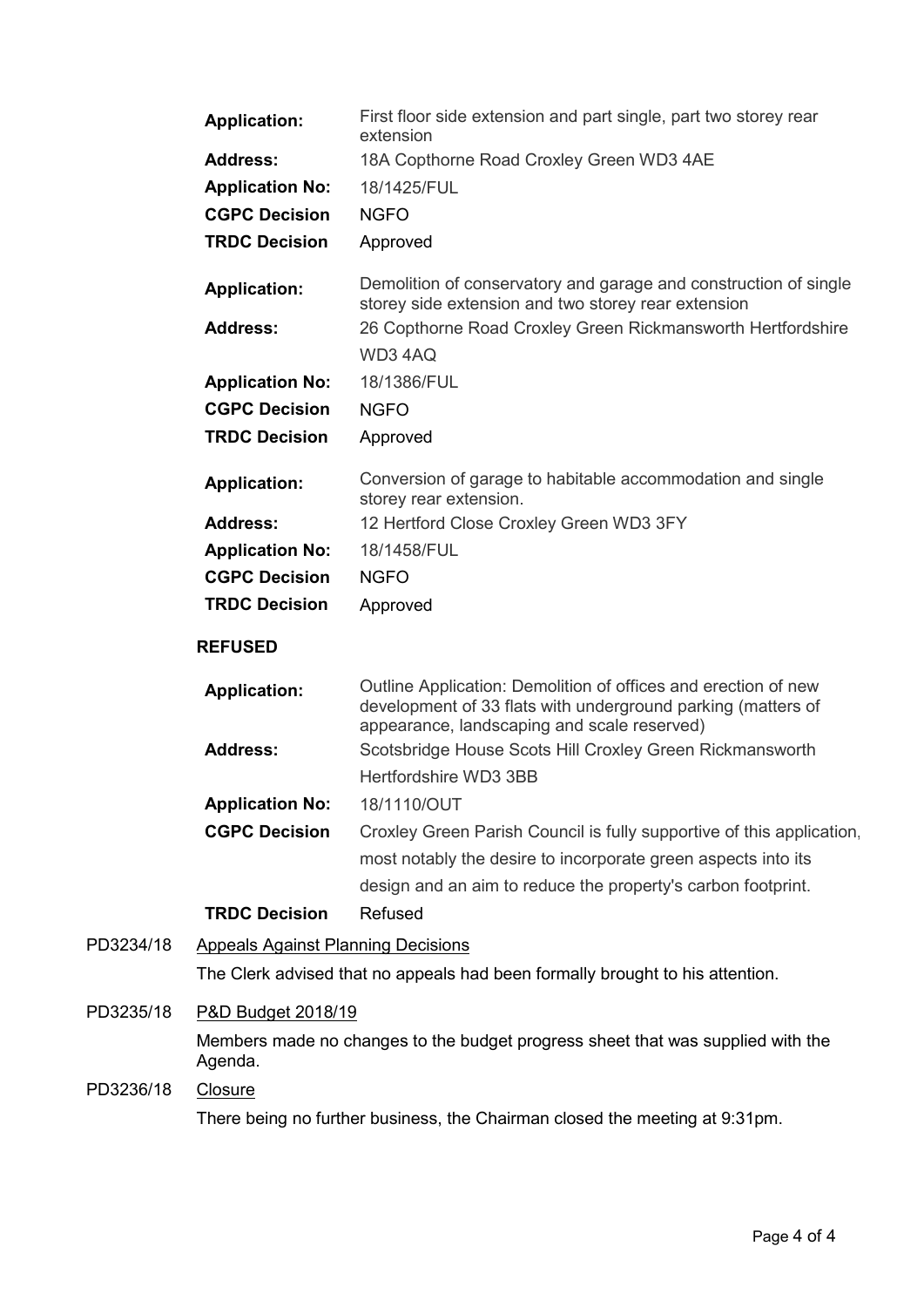| | |
|---|---|
| **Application:** | First floor side extension and part single, part two storey rear extension |
| **Address:** | 18A Copthorne Road Croxley Green WD3 4AE |
| **Application No:** | 18/1425/FUL |
| **CGPC Decision** | NGFO |
| **TRDC Decision** | Approved |

| | |
|---|---|
| **Application:** | Demolition of conservatory and garage and construction of single storey side extension and two storey rear extension |
| **Address:** | 26 Copthorne Road Croxley Green Rickmansworth Hertfordshire WD3 4AQ |
| **Application No:** | 18/1386/FUL |
| **CGPC Decision** | NGFO |
| **TRDC Decision** | Approved |

| | |
|---|---|
| **Application:** | Conversion of garage to habitable accommodation and single storey rear extension. |
| **Address:** | 12 Hertford Close Croxley Green WD3 3FY |
| **Application No:** | 18/1458/FUL |
| **CGPC Decision** | NGFO |
| **TRDC Decision** | Approved |

**REFUSED**

| | |
|---|---|
| **Application:** | Outline Application: Demolition of offices and erection of new development of 33 flats with underground parking (matters of appearance, landscaping and scale reserved) |
| **Address:** | Scotsbridge House Scots Hill Croxley Green Rickmansworth Hertfordshire WD3 3BB |
| **Application No:** | 18/1110/OUT |
| **CGPC Decision** | Croxley Green Parish Council is fully supportive of this application, most notably the desire to incorporate green aspects into its design and an aim to reduce the property's carbon footprint. |
| **TRDC Decision** | Refused |

PD3234/18 Appeals Against Planning Decisions

The Clerk advised that no appeals had been formally brought to his attention.

PD3235/18 P&D Budget 2018/19

Members made no changes to the budget progress sheet that was supplied with the Agenda.

PD3236/18 Closure

There being no further business, the Chairman closed the meeting at 9:31pm.